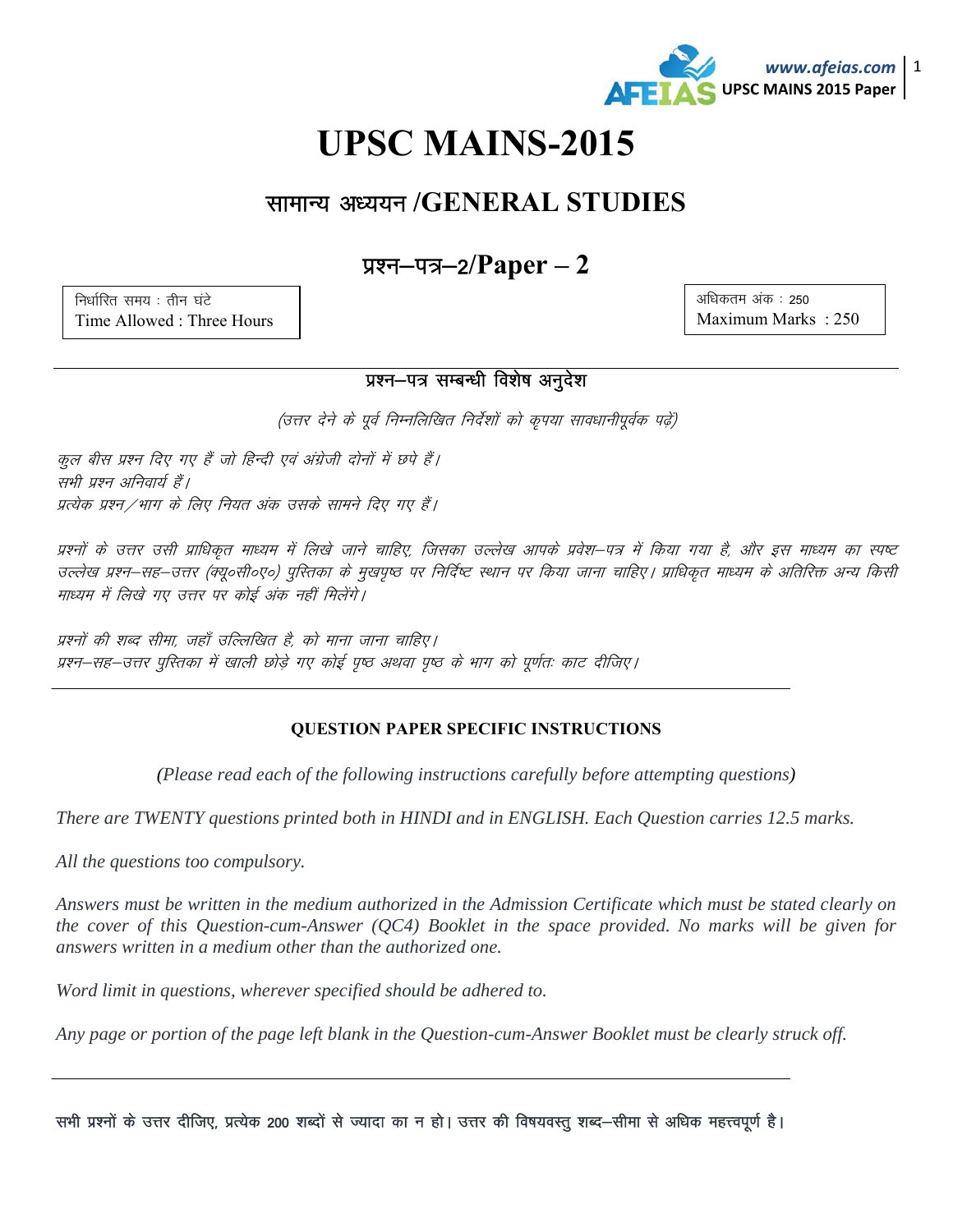# UPSC MAINS-2015

## सामान्य अध्ययन /GENERAL STUDIES

## प्रश्न–पत्र–2/Paper – 2

| निर्धारित समय : तीन घंटे<br>Time Allowed : Three Hours | अधिकतम अंक : 250<br>Maximum Marks : 250 |
|---|---|

### प्रश्न–पत्र सम्बन्धी विशेष अनुदेश

*(उत्तर देने के पूर्व निम्नलिखित निर्देशों को कृपया सावधानीपूर्वक पढ़ें)*

*कुल बीस प्रश्न दिए गए हैं जो हिन्दी एवं अंग्रेजी दोनों में छपे हैं।*
*सभी प्रश्न अनिवार्य हैं।*
*प्रत्येक प्रश्न/भाग के लिए नियत अंक उसके सामने दिए गए हैं।*

*प्रश्नों के उत्तर उसी प्राधिकृत माध्यम में लिखे जाने चाहिए, जिसका उल्लेख आपके प्रवेश–पत्र में किया गया है, और इस माध्यम का स्पष्ट उल्लेख प्रश्न–सह–उत्तर (क्यू०सी०ए०) पुस्तिका के मुखपृष्ठ पर निर्दिष्ट स्थान पर किया जाना चाहिए। प्राधिकृत माध्यम के अतिरिक्त अन्य किसी माध्यम में लिखे गए उत्तर पर कोई अंक नहीं मिलेंगे।*

*प्रश्नों की शब्द सीमा, जहाँ उल्लिखित है, को माना जाना चाहिए।*
*प्रश्न–सह–उत्तर पुस्तिका में खाली छोड़े गए कोई पृष्ठ अथवा पृष्ठ के भाग को पूर्णतः काट दीजिए।*

---

### QUESTION PAPER SPECIFIC INSTRUCTIONS

*(Please read each of the following instructions carefully before attempting questions)*

*There are TWENTY questions printed both in HINDI and in ENGLISH. Each Question carries 12.5 marks.*

*All the questions too compulsory.*

*Answers must be written in the medium authorized in the Admission Certificate which must be stated clearly on the cover of this Question-cum-Answer (QC4) Booklet in the space provided. No marks will be given for answers written in a medium other than the authorized one.*

*Word limit in questions, wherever specified should be adhered to.*

*Any page or portion of the page left blank in the Question-cum-Answer Booklet must be clearly struck off.*

---

**सभी प्रश्नों के उत्तर दीजिए, प्रत्येक 200 शब्दों से ज्यादा का न हो। उत्तर की विषयवस्तु शब्द–सीमा से अधिक महत्त्वपूर्ण है।**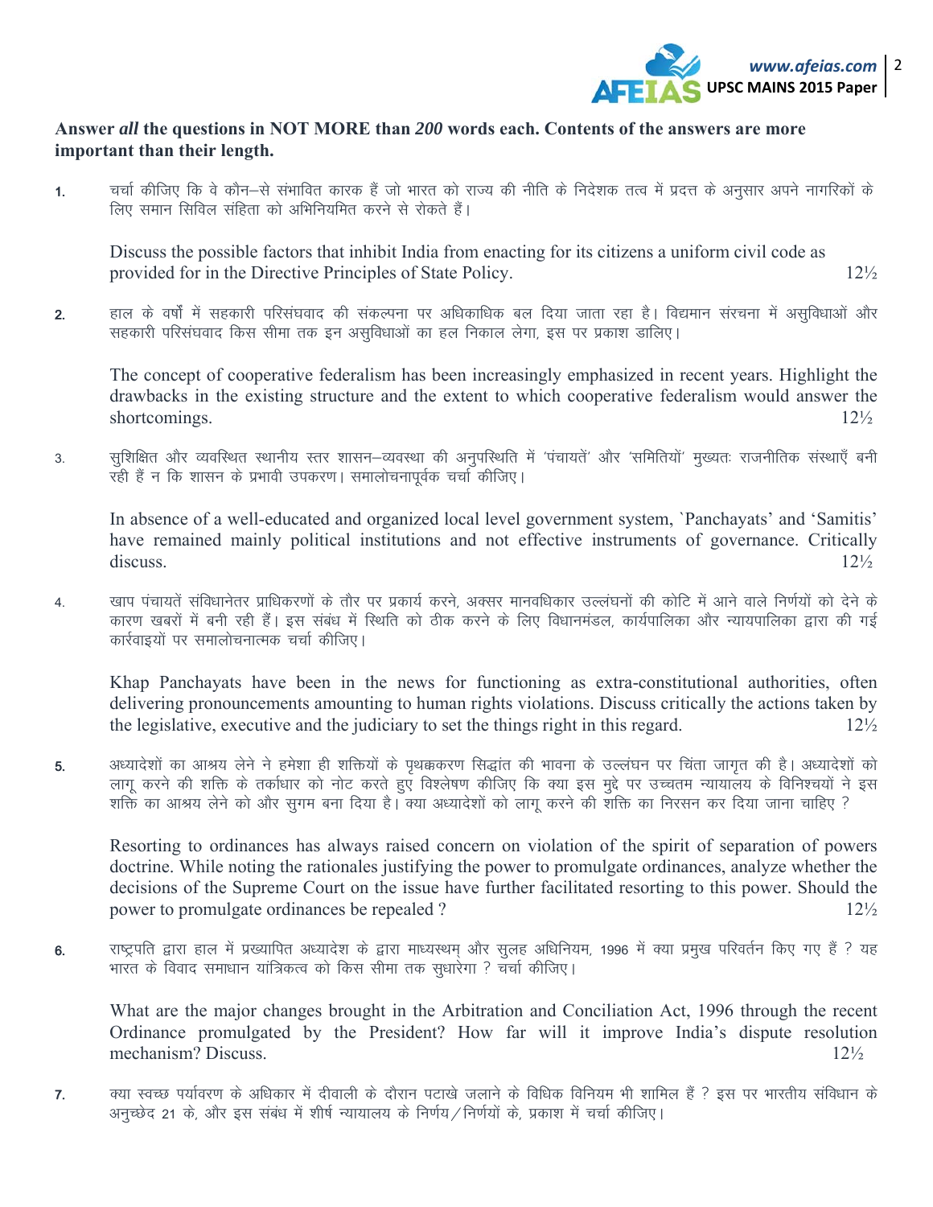**Answer *all* the questions in NOT MORE than *200* words each. Contents of the answers are more important than their length.**

1. चर्चा कीजिए कि वे कौन–से संभावित कारक हैं जो भारत को राज्य की नीति के निदेशक तत्व में प्रदत्त के अनुसार अपने नागरिकों के लिए समान सिविल संहिता को अभिनियमित करने से रोकते हैं।

   Discuss the possible factors that inhibit India from enacting for its citizens a uniform civil code as provided for in the Directive Principles of State Policy. 12½

2. हाल के वर्षों में सहकारी परिसंघवाद की संकल्पना पर अधिकाधिक बल दिया जाता रहा है। विद्यमान संरचना में असुविधाओं और सहकारी परिसंघवाद किस सीमा तक इन असुविधाओं का हल निकाल लेगा, इस पर प्रकाश डालिए।

   The concept of cooperative federalism has been increasingly emphasized in recent years. Highlight the drawbacks in the existing structure and the extent to which cooperative federalism would answer the shortcomings. 12½

3. सुशिक्षित और व्यवस्थित स्थानीय स्तर शासन–व्यवस्था की अनुपस्थिति में 'पंचायतें' और 'समितियाँ' मुख्यतः राजनीतिक संस्थाएँ बनी रही हैं न कि शासन के प्रभावी उपकरण। समालोचनापूर्वक चर्चा कीजिए।

   In absence of a well-educated and organized local level government system, `Panchayats' and 'Samitis' have remained mainly political institutions and not effective instruments of governance. Critically discuss. 12½

4. खाप पंचायतें संविधानेतर प्राधिकरणों के तौर पर प्रकार्य करने, अक्सर मानवधिकार उल्लंघनों की कोटि में आने वाले निर्णयों को देने के कारण खबरों में बनी रही हैं। इस संबंध में स्थिति को ठीक करने के लिए विधानमंडल, कार्यपालिका और न्यायपालिका द्वारा की गई कार्रवाइयों पर समालोचनात्मक चर्चा कीजिए।

   Khap Panchayats have been in the news for functioning as extra-constitutional authorities, often delivering pronouncements amounting to human rights violations. Discuss critically the actions taken by the legislative, executive and the judiciary to set the things right in this regard. 12½

5. अध्यादेशों का आश्रय लेने ने हमेशा ही शक्तियों के पृथक्करण सिद्धांत की भावना के उल्लंघन पर चिंता जागृत की है। अध्यादेशों को लागू करने की शक्ति के तर्काधार को नोट करते हुए विश्लेषण कीजिए कि क्या इस मुद्दे पर उच्चतम न्यायालय के विनिश्चयों ने इस शक्ति का आश्रय लेने को और सुगम बना दिया है। क्या अध्यादेशों को लागू करने की शक्ति का निरसन कर दिया जाना चाहिए ?

   Resorting to ordinances has always raised concern on violation of the spirit of separation of powers doctrine. While noting the rationales justifying the power to promulgate ordinances, analyze whether the decisions of the Supreme Court on the issue have further facilitated resorting to this power. Should the power to promulgate ordinances be repealed ? 12½

6. राष्ट्रपति द्वारा हाल में प्रख्यापित अध्यादेश के द्वारा माध्यस्थम् और सुलह अधिनियम, 1996 में क्या प्रमुख परिवर्तन किए गए हैं ? यह भारत के विवाद समाधान यांत्रिकत्व को किस सीमा तक सुधारेगा ? चर्चा कीजिए।

   What are the major changes brought in the Arbitration and Conciliation Act, 1996 through the recent Ordinance promulgated by the President? How far will it improve India's dispute resolution mechanism? Discuss. 12½

7. क्या स्वच्छ पर्यावरण के अधिकार में दीवाली के दौरान पटाखे जलाने के विधिक विनियम भी शामिल हैं ? इस पर भारतीय संविधान के अनुच्छेद 21 के, और इस संबंध में शीर्ष न्यायालय के निर्णय/निर्णयों के, प्रकाश में चर्चा कीजिए।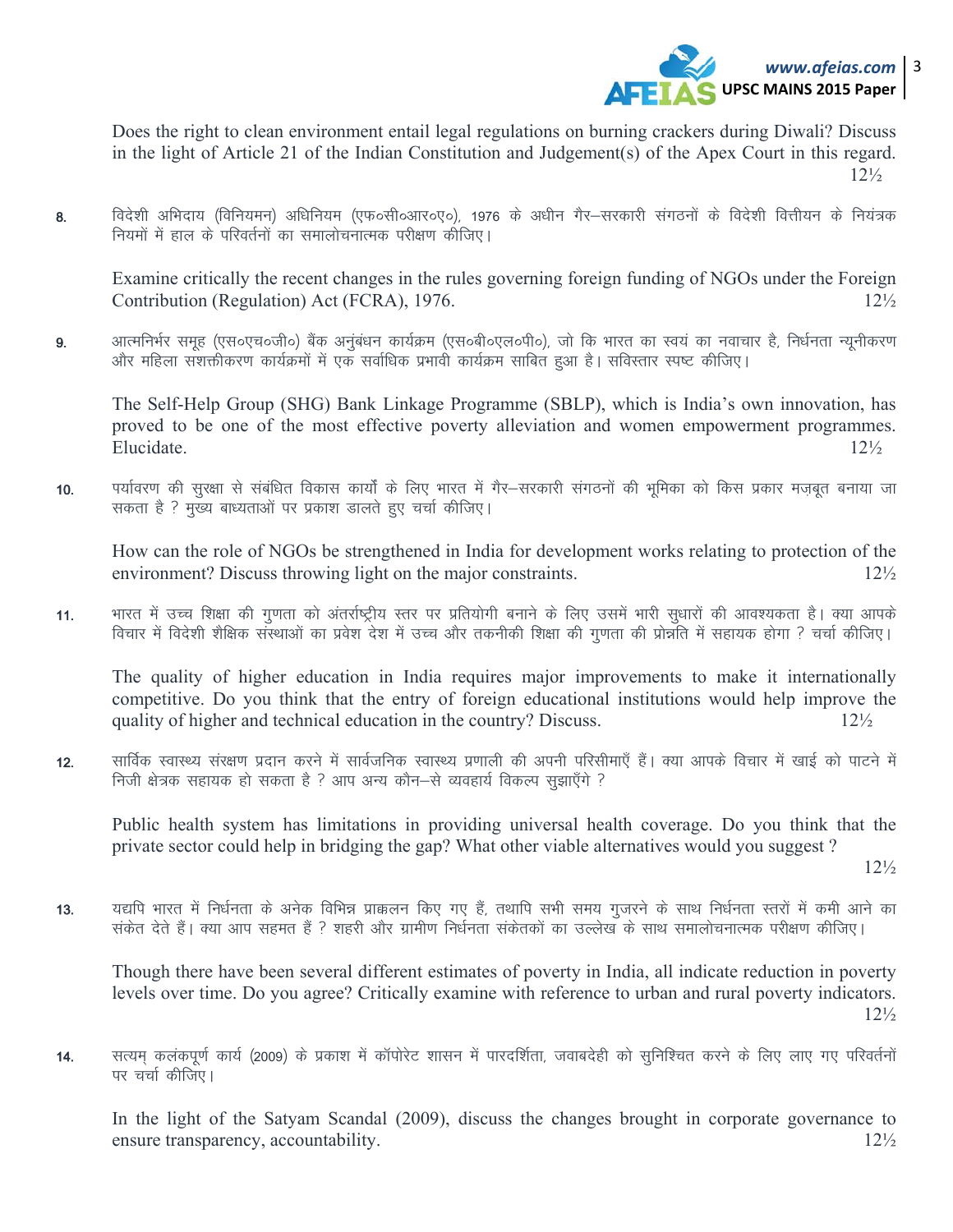Does the right to clean environment entail legal regulations on burning crackers during Diwali? Discuss in the light of Article 21 of the Indian Constitution and Judgement(s) of the Apex Court in this regard. 12½

8. विदेशी अभिदाय (विनियमन) अधिनियम (एफ०सी०आर०ए०), 1976 के अधीन गैर–सरकारी संगठनों के विदेशी वित्तीयन के नियंत्रक नियमों में हाल के परिवर्तनों का समालोचनात्मक परीक्षण कीजिए।

   Examine critically the recent changes in the rules governing foreign funding of NGOs under the Foreign Contribution (Regulation) Act (FCRA), 1976. 12½

9. आत्मनिर्भर समूह (एस०एच०जी०) बैंक अनुबंधन कार्यक्रम (एस०बी०एल०पी०), जो कि भारत का स्वयं का नवाचार है, निर्धनता न्यूनीकरण और महिला सशक्तीकरण कार्यक्रमों में एक सर्वाधिक प्रभावी कार्यक्रम साबित हुआ है। सविस्तार स्पष्ट कीजिए।

   The Self-Help Group (SHG) Bank Linkage Programme (SBLP), which is India's own innovation, has proved to be one of the most effective poverty alleviation and women empowerment programmes. Elucidate. 12½

10. पर्यावरण की सुरक्षा से संबंधित विकास कार्यों के लिए भारत में गैर–सरकारी संगठनों की भूमिका को किस प्रकार मज़बूत बनाया जा सकता है ? मुख्य बाध्यताओं पर प्रकाश डालते हुए चर्चा कीजिए।

    How can the role of NGOs be strengthened in India for development works relating to protection of the environment? Discuss throwing light on the major constraints. 12½

11. भारत में उच्च शिक्षा की गुणता को अंतर्राष्ट्रीय स्तर पर प्रतियोगी बनाने के लिए उसमें भारी सुधारों की आवश्यकता है। क्या आपके विचार में विदेशी शैक्षिक संस्थाओं का प्रवेश देश में उच्च और तकनीकी शिक्षा की गुणता की प्रोन्नति में सहायक होगा ? चर्चा कीजिए।

    The quality of higher education in India requires major improvements to make it internationally competitive. Do you think that the entry of foreign educational institutions would help improve the quality of higher and technical education in the country? Discuss. 12½

12. सार्विक स्वास्थ्य संरक्षण प्रदान करने में सार्वजनिक स्वास्थ्य प्रणाली की अपनी परिसीमाएँ हैं। क्या आपके विचार में खाई को पाटने में निजी क्षेत्रक सहायक हो सकता है ? आप अन्य कौन–से व्यवहार्य विकल्प सुझाएँगे ?

    Public health system has limitations in providing universal health coverage. Do you think that the private sector could help in bridging the gap? What other viable alternatives would you suggest ? 12½

13. यद्यपि भारत में निर्धनता के अनेक विभिन्न प्राक्कलन किए गए हैं, तथापि सभी समय गुजरने के साथ निर्धनता स्तरों में कमी आने का संकेत देते हैं। क्या आप सहमत हैं ? शहरी और ग्रामीण निर्धनता संकेतकों का उल्लेख के साथ समालोचनात्मक परीक्षण कीजिए।

    Though there have been several different estimates of poverty in India, all indicate reduction in poverty levels over time. Do you agree? Critically examine with reference to urban and rural poverty indicators. 12½

14. सत्यम् कलंकपूर्ण कार्य (2009) के प्रकाश में कॉपोरेट शासन में पारदर्शिता, जवाबदेही को सुनिश्चित करने के लिए लाए गए परिवर्तनों पर चर्चा कीजिए।

    In the light of the Satyam Scandal (2009), discuss the changes brought in corporate governance to ensure transparency, accountability. 12½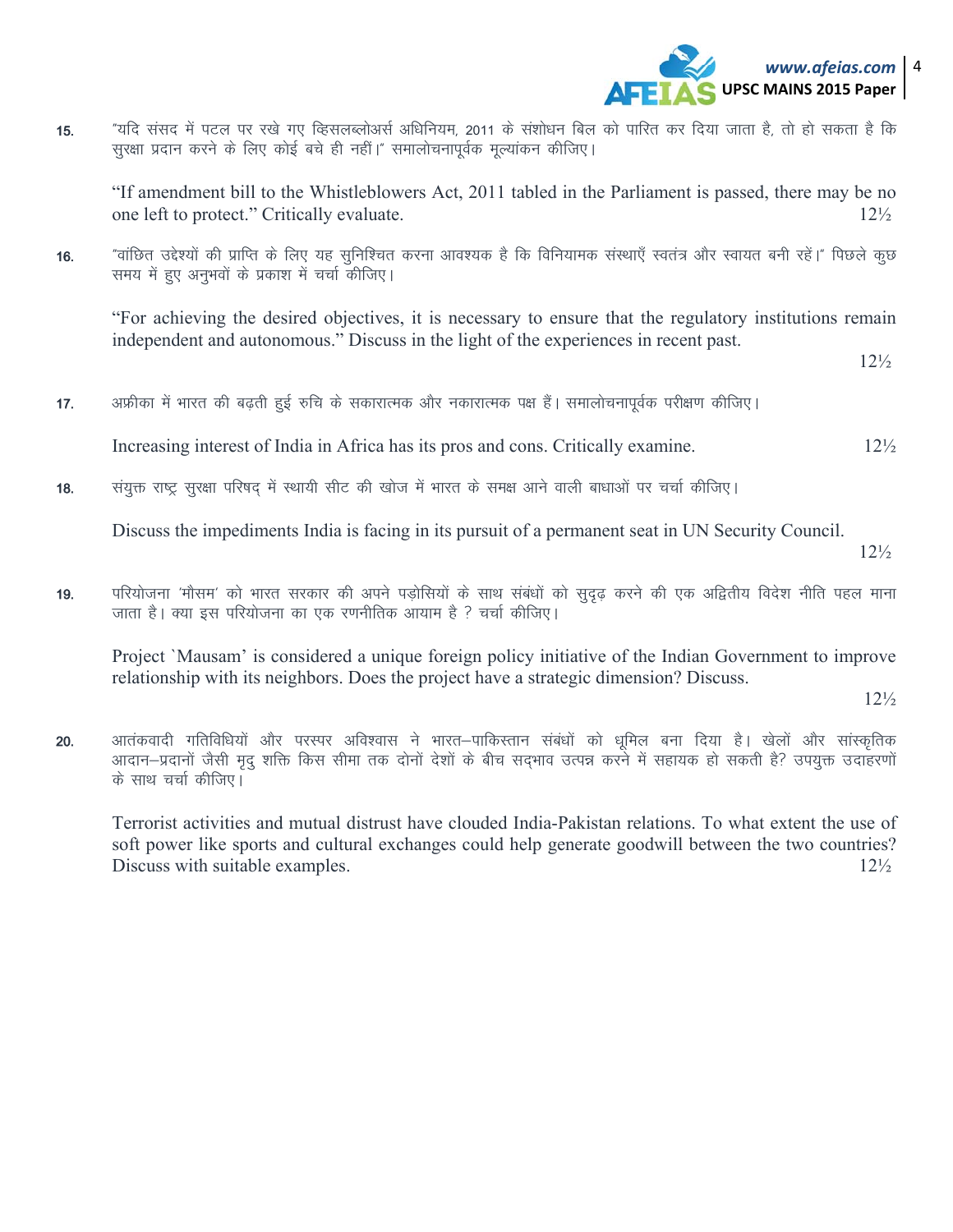15. "यदि संसद में पटल पर रखे गए व्हिसलब्लोअर्स अधिनियम, 2011 के संशोधन बिल को पारित कर दिया जाता है, तो हो सकता है कि सुरक्षा प्रदान करने के लिए कोई बचे ही नहीं।" समालोचनापूर्वक मूल्यांकन कीजिए।

"If amendment bill to the Whistleblowers Act, 2011 tabled in the Parliament is passed, there may be no one left to protect." Critically evaluate. 12½

16. "वांछित उद्देश्यों की प्राप्ति के लिए यह सुनिश्चित करना आवश्यक है कि विनियामक संस्थाएँ स्वतंत्र और स्वायत बनी रहें।" पिछले कुछ समय में हुए अनुभवों के प्रकाश में चर्चा कीजिए।

"For achieving the desired objectives, it is necessary to ensure that the regulatory institutions remain independent and autonomous." Discuss in the light of the experiences in recent past. 12½

17. अफ्रीका में भारत की बढ़ती हुई रुचि के सकारात्मक और नकारात्मक पक्ष हैं। समालोचनापूर्वक परीक्षण कीजिए।

Increasing interest of India in Africa has its pros and cons. Critically examine. 12½

18. संयुक्त राष्ट्र सुरक्षा परिषद् में स्थायी सीट की खोज में भारत के समक्ष आने वाली बाधाओं पर चर्चा कीजिए।

Discuss the impediments India is facing in its pursuit of a permanent seat in UN Security Council. 12½

19. परियोजना 'मौसम' को भारत सरकार की अपने पड़ोसियों के साथ संबंधों को सुदृढ़ करने की एक अद्वितीय विदेश नीति पहल माना जाता है। क्या इस परियोजना का एक रणनीतिक आयाम है ? चर्चा कीजिए।

Project `Mausam' is considered a unique foreign policy initiative of the Indian Government to improve relationship with its neighbors. Does the project have a strategic dimension? Discuss. 12½

20. आतंकवादी गतिविधियों और परस्पर अविश्वास ने भारत–पाकिस्तान संबंधों को धूमिल बना दिया है। खेलों और सांस्कृतिक आदान–प्रदानों जैसी मृदु शक्ति किस सीमा तक दोनों देशों के बीच सद्भाव उत्पन्न करने में सहायक हो सकती है? उपयुक्त उदाहरणों के साथ चर्चा कीजिए।

Terrorist activities and mutual distrust have clouded India-Pakistan relations. To what extent the use of soft power like sports and cultural exchanges could help generate goodwill between the two countries? Discuss with suitable examples. 12½